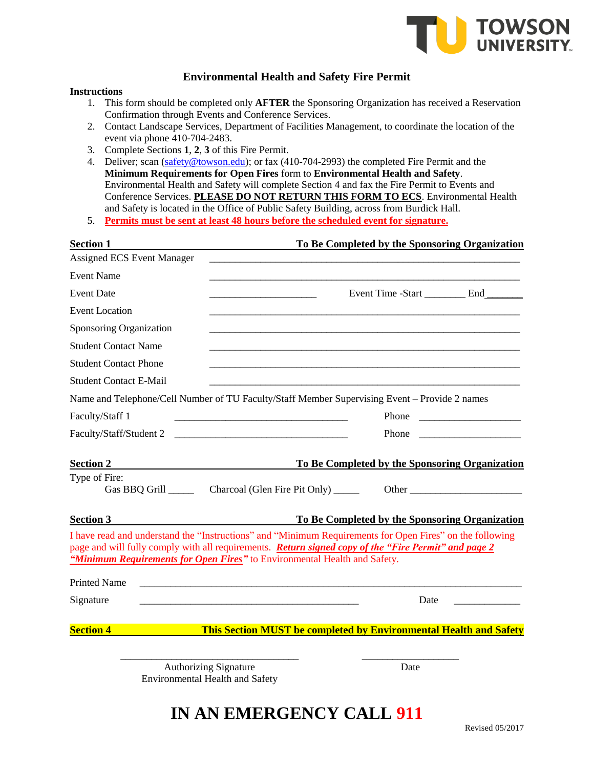# Environmental Health and Safety Fire Permit

**Instructions**

1. This form should be completed only **AFTER** the Sponsoring Organization has received a Reservation Confirmation through Events and Conference Services.
2. Contact Landscape Services, Department of Facilities Management, to coordinate the location of the event via phone 410-704-2483.
3. Complete Sections **1**, **2**, **3** of this Fire Permit.
4. Deliver; scan (safety@towson.edu); or fax (410-704-2993) the completed Fire Permit and the **Minimum Requirements for Open Fires** form to **Environmental Health and Safety**. Environmental Health and Safety will complete Section 4 and fax the Fire Permit to Events and Conference Services. **PLEASE DO NOT RETURN THIS FORM TO ECS**. Environmental Health and Safety is located in the Office of Public Safety Building, across from Burdick Hall.
5. **Permits must be sent at least 48 hours before the scheduled event for signature.**

## Section 1 — To Be Completed by the Sponsoring Organization

Assigned ECS Event Manager ____________________________________________

Event Name ____________________________________________

Event Date ____________________ Event Time -Start ________ End ________

Event Location ____________________________________________

Sponsoring Organization ____________________________________________

Student Contact Name ____________________________________________

Student Contact Phone ____________________________________________

Student Contact E-Mail ____________________________________________

Name and Telephone/Cell Number of TU Faculty/Staff Member Supervising Event – Provide 2 names

Faculty/Staff 1 ______________________________ Phone ____________________

Faculty/Staff/Student 2 ______________________________ Phone ____________________

## Section 2 — To Be Completed by the Sponsoring Organization

Type of Fire:

Gas BBQ Grill _____ Charcoal (Glen Fire Pit Only) _____ Other ____________________

## Section 3 — To Be Completed by the Sponsoring Organization

I have read and understand the "Instructions" and "Minimum Requirements for Open Fires" on the following page and will fully comply with all requirements. ***Return signed copy of the "Fire Permit" and page 2 "Minimum Requirements for Open Fires"*** to Environmental Health and Safety.

Printed Name ____________________________________________

Signature ______________________________ Date ____________

## Section 4 — This Section MUST be completed by Environmental Health and Safety

______________________________ ____________________

Authorizing Signature — Environmental Health and Safety | Date

# IN AN EMERGENCY CALL 911

Revised 05/2017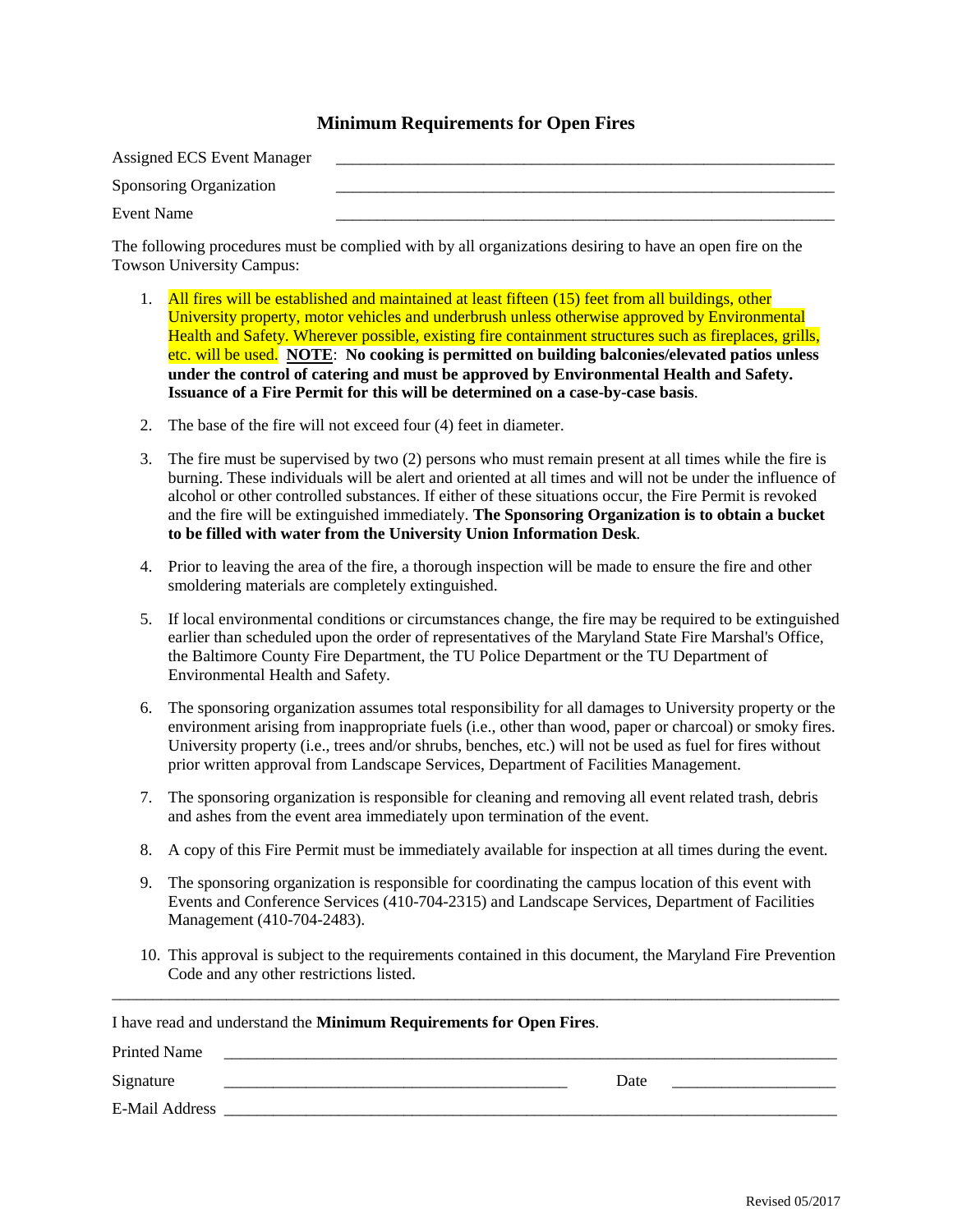## Minimum Requirements for Open Fires

Assigned ECS Event Manager \_\_\_\_\_\_\_\_\_\_\_\_\_\_\_\_\_\_\_\_\_\_\_\_\_\_\_\_\_\_\_\_\_\_\_\_\_\_\_\_

Sponsoring Organization \_\_\_\_\_\_\_\_\_\_\_\_\_\_\_\_\_\_\_\_\_\_\_\_\_\_\_\_\_\_\_\_\_\_\_\_\_\_\_\_

Event Name \_\_\_\_\_\_\_\_\_\_\_\_\_\_\_\_\_\_\_\_\_\_\_\_\_\_\_\_\_\_\_\_\_\_\_\_\_\_\_\_

The following procedures must be complied with by all organizations desiring to have an open fire on the Towson University Campus:

1. All fires will be established and maintained at least fifteen (15) feet from all buildings, other University property, motor vehicles and underbrush unless otherwise approved by Environmental Health and Safety. Wherever possible, existing fire containment structures such as fireplaces, grills, etc. will be used. **NOTE**: **No cooking is permitted on building balconies/elevated patios unless under the control of catering and must be approved by Environmental Health and Safety. Issuance of a Fire Permit for this will be determined on a case-by-case basis**.
2. The base of the fire will not exceed four (4) feet in diameter.
3. The fire must be supervised by two (2) persons who must remain present at all times while the fire is burning. These individuals will be alert and oriented at all times and will not be under the influence of alcohol or other controlled substances. If either of these situations occur, the Fire Permit is revoked and the fire will be extinguished immediately. **The Sponsoring Organization is to obtain a bucket to be filled with water from the University Union Information Desk**.
4. Prior to leaving the area of the fire, a thorough inspection will be made to ensure the fire and other smoldering materials are completely extinguished.
5. If local environmental conditions or circumstances change, the fire may be required to be extinguished earlier than scheduled upon the order of representatives of the Maryland State Fire Marshal's Office, the Baltimore County Fire Department, the TU Police Department or the TU Department of Environmental Health and Safety.
6. The sponsoring organization assumes total responsibility for all damages to University property or the environment arising from inappropriate fuels (i.e., other than wood, paper or charcoal) or smoky fires. University property (i.e., trees and/or shrubs, benches, etc.) will not be used as fuel for fires without prior written approval from Landscape Services, Department of Facilities Management.
7. The sponsoring organization is responsible for cleaning and removing all event related trash, debris and ashes from the event area immediately upon termination of the event.
8. A copy of this Fire Permit must be immediately available for inspection at all times during the event.
9. The sponsoring organization is responsible for coordinating the campus location of this event with Events and Conference Services (410-704-2315) and Landscape Services, Department of Facilities Management (410-704-2483).
10. This approval is subject to the requirements contained in this document, the Maryland Fire Prevention Code and any other restrictions listed.

---

I have read and understand the **Minimum Requirements for Open Fires**.

Printed Name \_\_\_\_\_\_\_\_\_\_\_\_\_\_\_\_\_\_\_\_\_\_\_\_\_\_\_\_\_\_\_\_\_\_\_\_\_\_\_\_

Signature \_\_\_\_\_\_\_\_\_\_\_\_\_\_\_\_\_\_\_\_\_\_\_\_\_\_\_\_ Date \_\_\_\_\_\_\_\_\_\_\_\_\_\_

E-Mail Address \_\_\_\_\_\_\_\_\_\_\_\_\_\_\_\_\_\_\_\_\_\_\_\_\_\_\_\_\_\_\_\_\_\_\_\_\_\_\_\_

Revised 05/2017